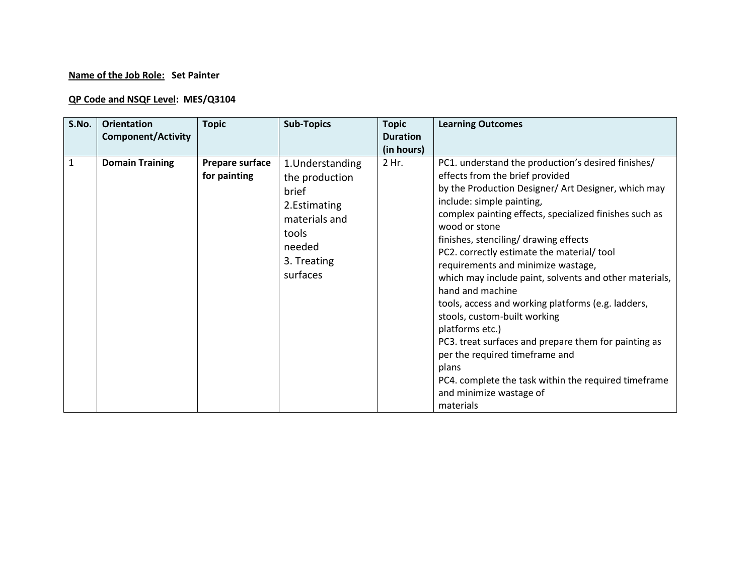**Name of the Job Role:** **Set Painter**

**QP Code and NSQF Level:** **MES/Q3104**

| S.No. | Orientation Component/Activity | Topic | Sub-Topics | Topic Duration (in hours) | Learning Outcomes |
|---|---|---|---|---|---|
| 1 | **Domain Training** | **Prepare surface for painting** | 1.Understanding the production brief<br>2.Estimating materials and tools needed<br>3. Treating surfaces | 2 Hr. | PC1. understand the production's desired finishes/ effects from the brief provided by the Production Designer/ Art Designer, which may include: simple painting, complex painting effects, specialized finishes such as wood or stone finishes, stenciling/ drawing effects<br>PC2. correctly estimate the material/ tool requirements and minimize wastage, which may include paint, solvents and other materials, hand and machine tools, access and working platforms (e.g. ladders, stools, custom-built working platforms etc.)<br>PC3. treat surfaces and prepare them for painting as per the required timeframe and plans<br>PC4. complete the task within the required timeframe and minimize wastage of materials |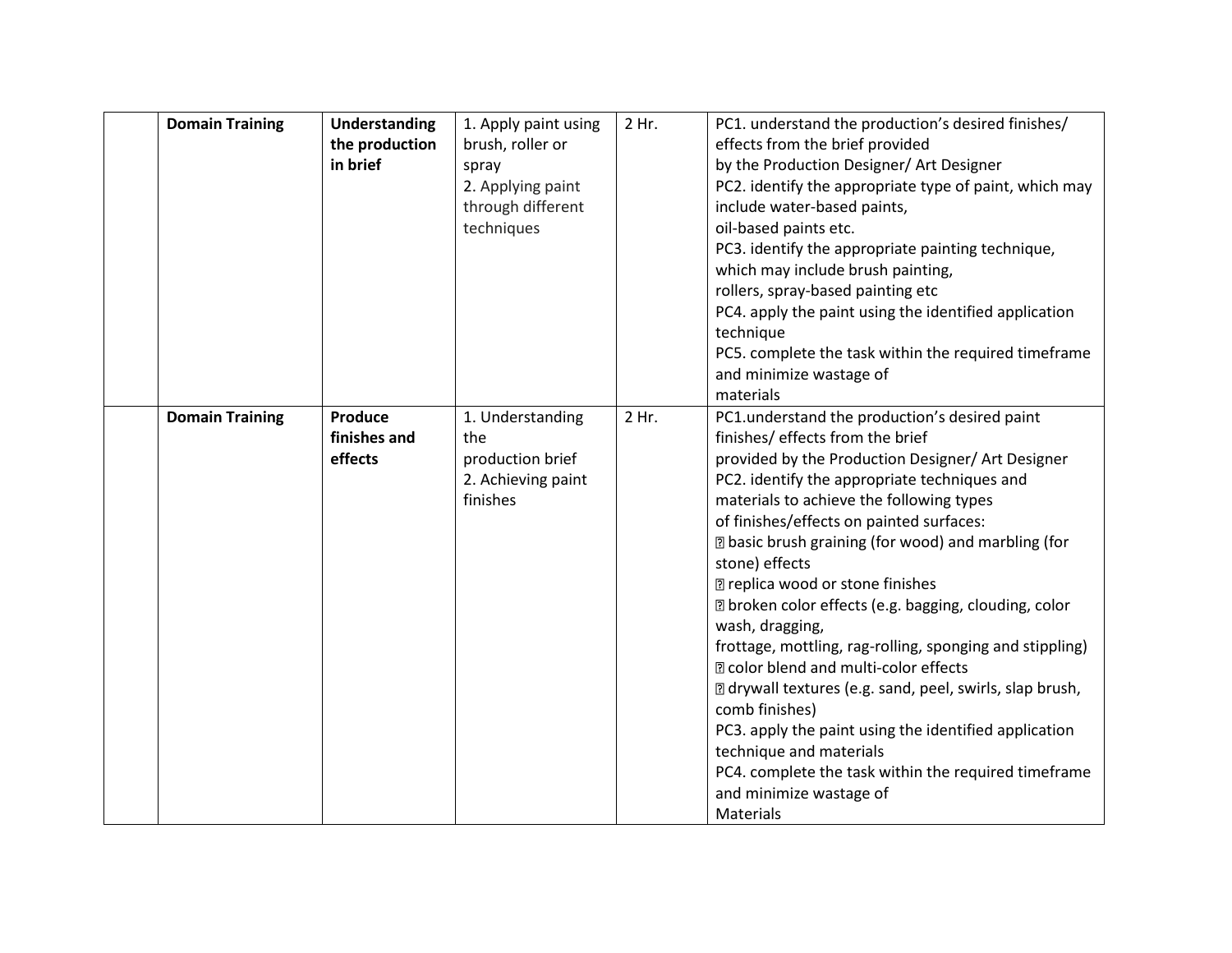|  | **Domain Training** | **Understanding the production in brief** | 1. Apply paint using brush, roller or spray<br>2. Applying paint through different techniques | 2 Hr. | PC1. understand the production's desired finishes/ effects from the brief provided by the Production Designer/ Art Designer<br>PC2. identify the appropriate type of paint, which may include water-based paints, oil-based paints etc.<br>PC3. identify the appropriate painting technique, which may include brush painting, rollers, spray-based painting etc<br>PC4. apply the paint using the identified application technique<br>PC5. complete the task within the required timeframe and minimize wastage of materials |
|---|---|---|---|---|---|
|  | **Domain Training** | **Produce finishes and effects** | 1. Understanding the production brief<br>2. Achieving paint finishes | 2 Hr. | PC1.understand the production's desired paint finishes/ effects from the brief provided by the Production Designer/ Art Designer<br>PC2. identify the appropriate techniques and materials to achieve the following types of finishes/effects on painted surfaces:<br>• basic brush graining (for wood) and marbling (for stone) effects<br>• replica wood or stone finishes<br>• broken color effects (e.g. bagging, clouding, color wash, dragging, frottage, mottling, rag-rolling, sponging and stippling)<br>• color blend and multi-color effects<br>• drywall textures (e.g. sand, peel, swirls, slap brush, comb finishes)<br>PC3. apply the paint using the identified application technique and materials<br>PC4. complete the task within the required timeframe and minimize wastage of Materials |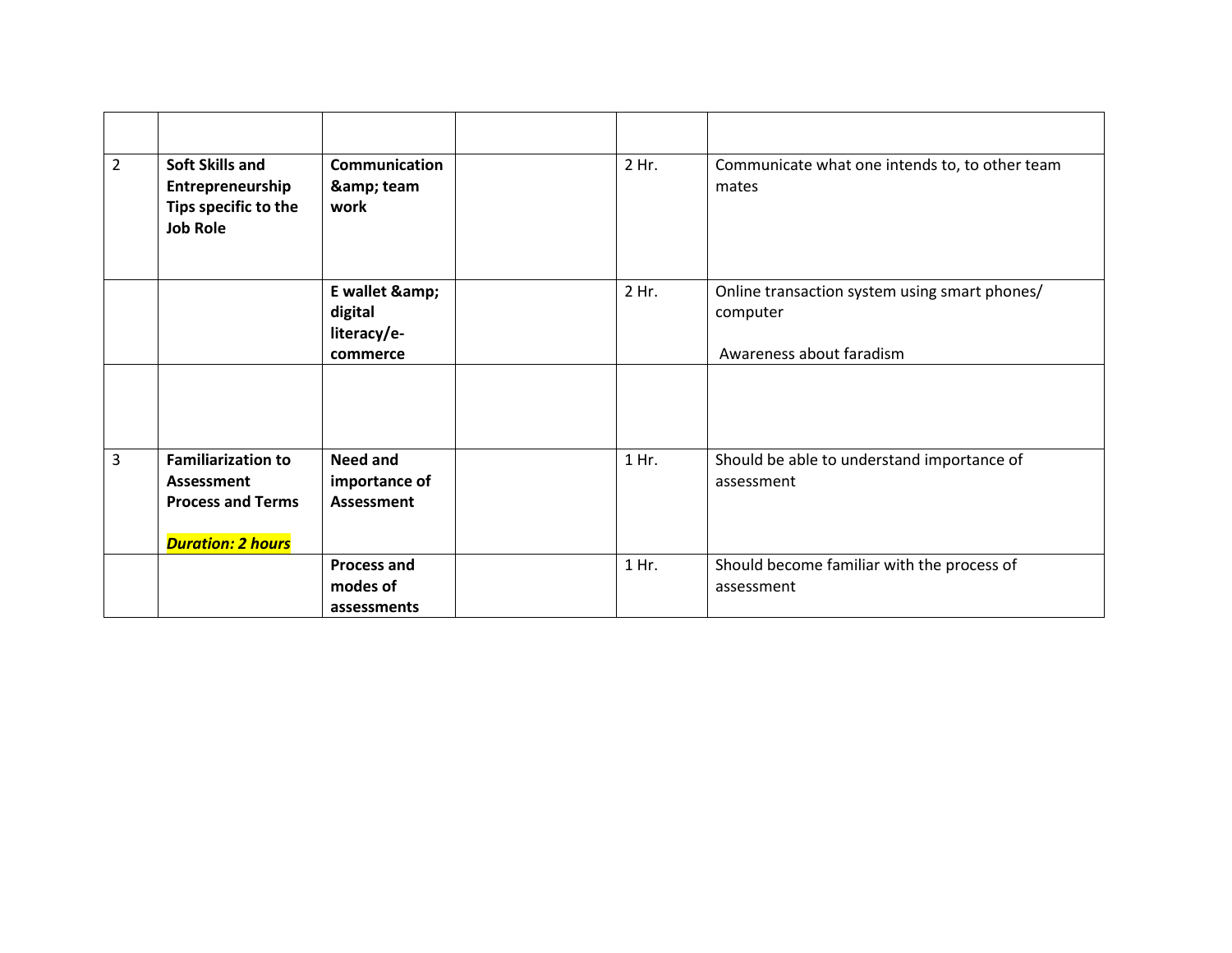| | | | | | |
|---|---|---|---|---|---|
| | | | | | |
| 2 | **Soft Skills and Entrepreneurship Tips specific to the Job Role** | **Communication &amp; team work** | | 2 Hr. | Communicate what one intends to, to other team mates |
| | | **E wallet &amp; digital literacy/e-commerce** | | 2 Hr. | Online transaction system using smart phones/ computer<br><br>Awareness about faradism |
| | | | | | |
| 3 | **Familiarization to Assessment Process and Terms**<br><br>***Duration: 2 hours*** | **Need and importance of Assessment** | | 1 Hr. | Should be able to understand importance of assessment |
| | | **Process and modes of assessments** | | 1 Hr. | Should become familiar with the process of assessment |